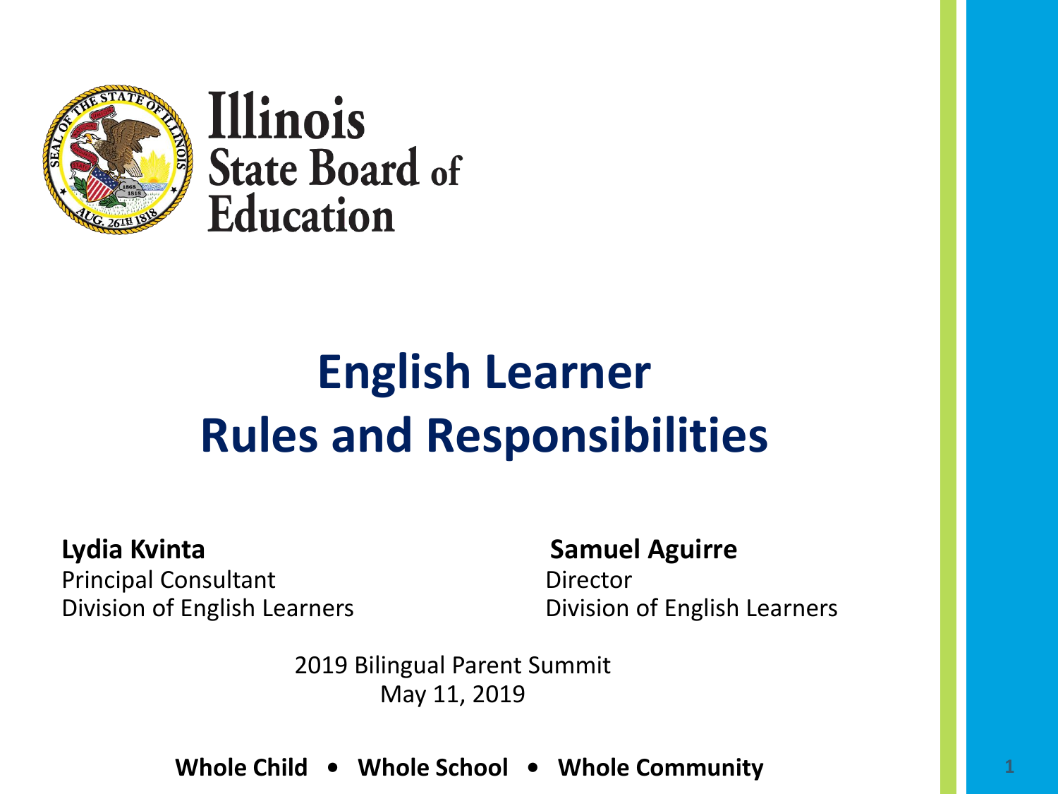Illinois State Board of Education

# English Learner Rules and Responsibilities

**Lydia Kvinta**
Principal Consultant
Division of English Learners

**Samuel Aguirre**
Director
Division of English Learners

2019 Bilingual Parent Summit
May 11, 2019

**Whole Child • Whole School • Whole Community**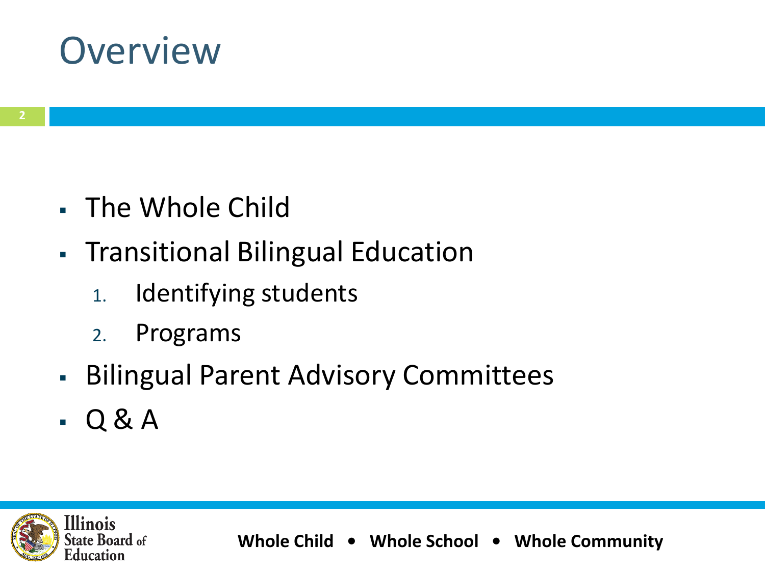# Overview

- The Whole Child
- Transitional Bilingual Education
  1. Identifying students
  2. Programs
- Bilingual Parent Advisory Committees
- Q & A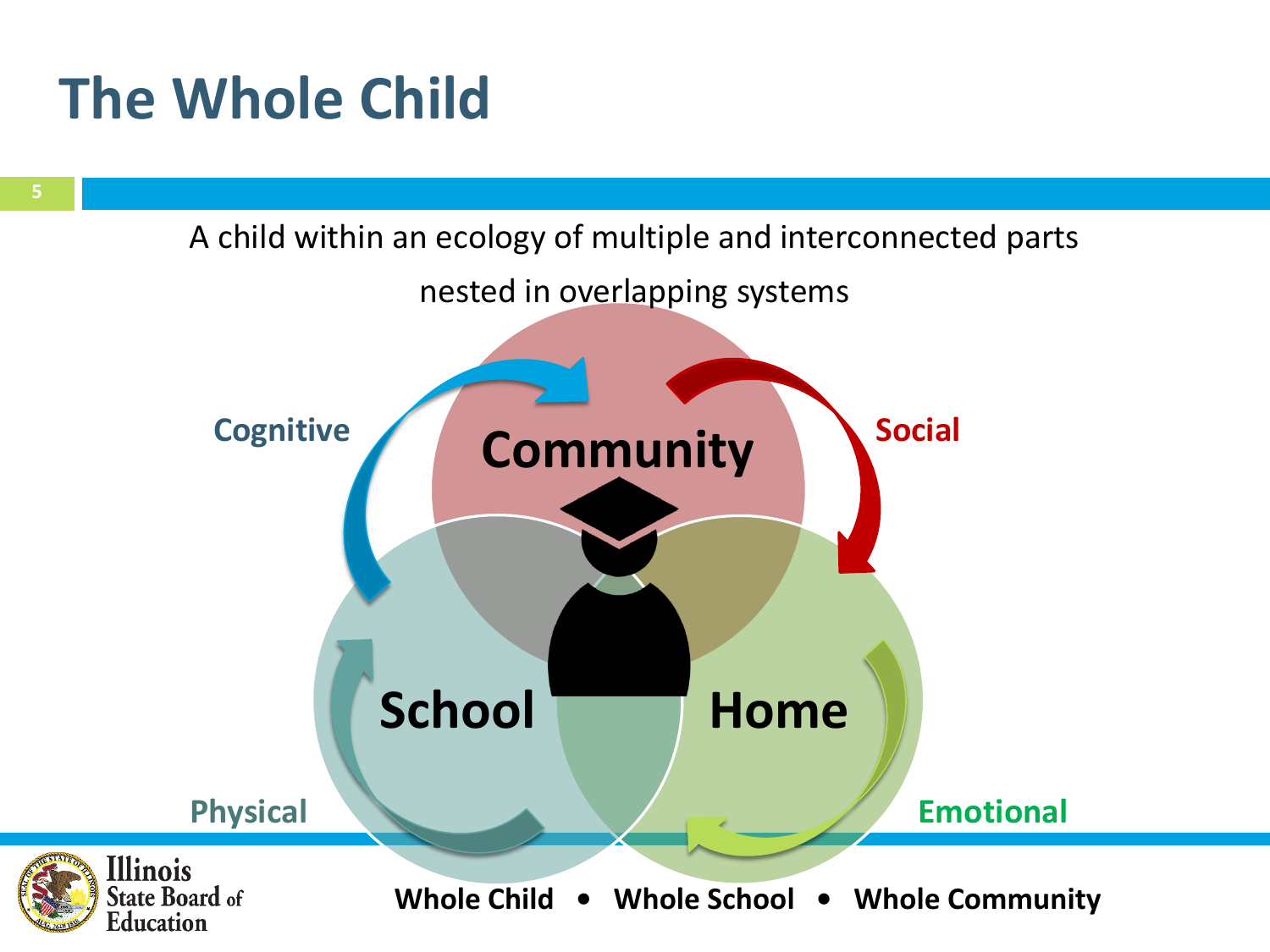# The Whole Child

A child within an ecology of multiple and interconnected parts

nested in overlapping systems

Community

School

Home

Cognitive

Social

Physical

Emotional

**Whole Child • Whole School • Whole Community**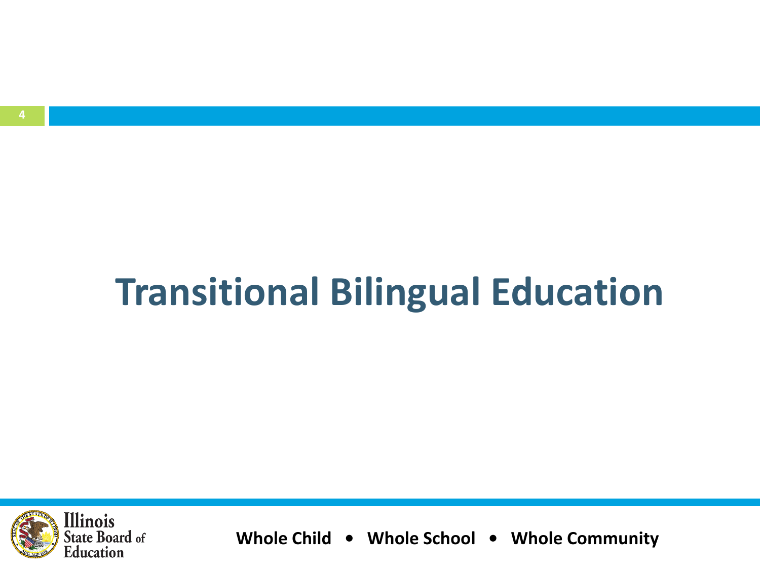# Transitional Bilingual Education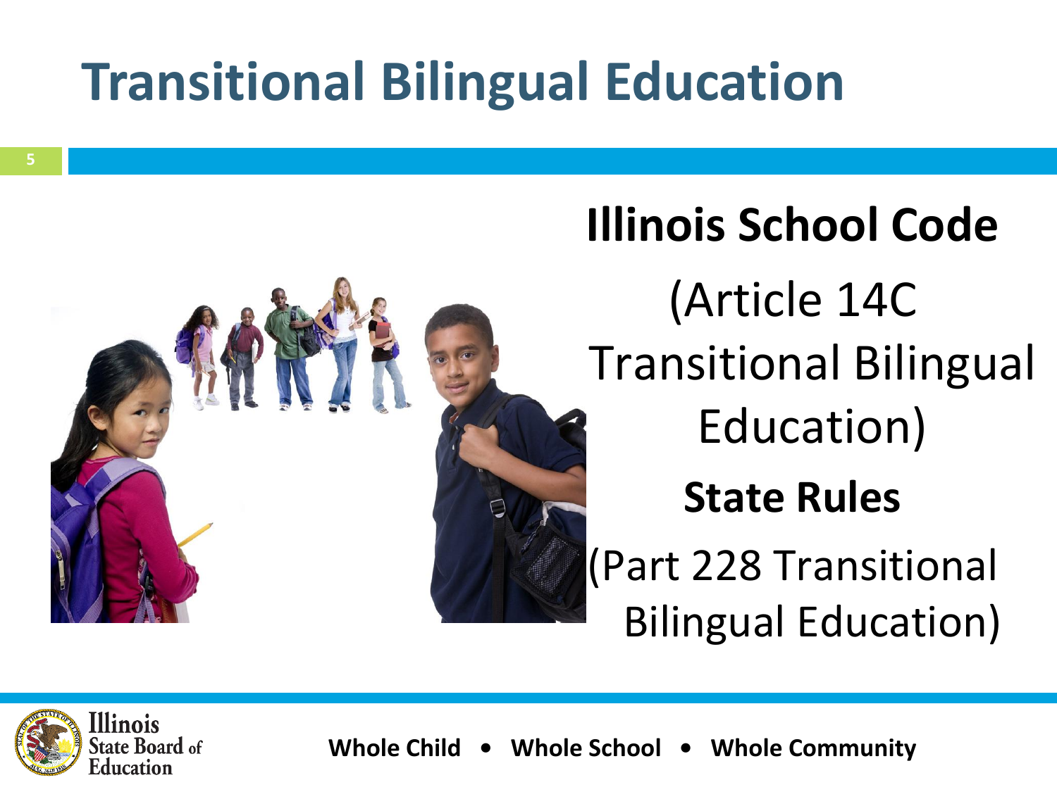# Transitional Bilingual Education

**Illinois School Code**

(Article 14C Transitional Bilingual Education)

**State Rules**

(Part 228 Transitional Bilingual Education)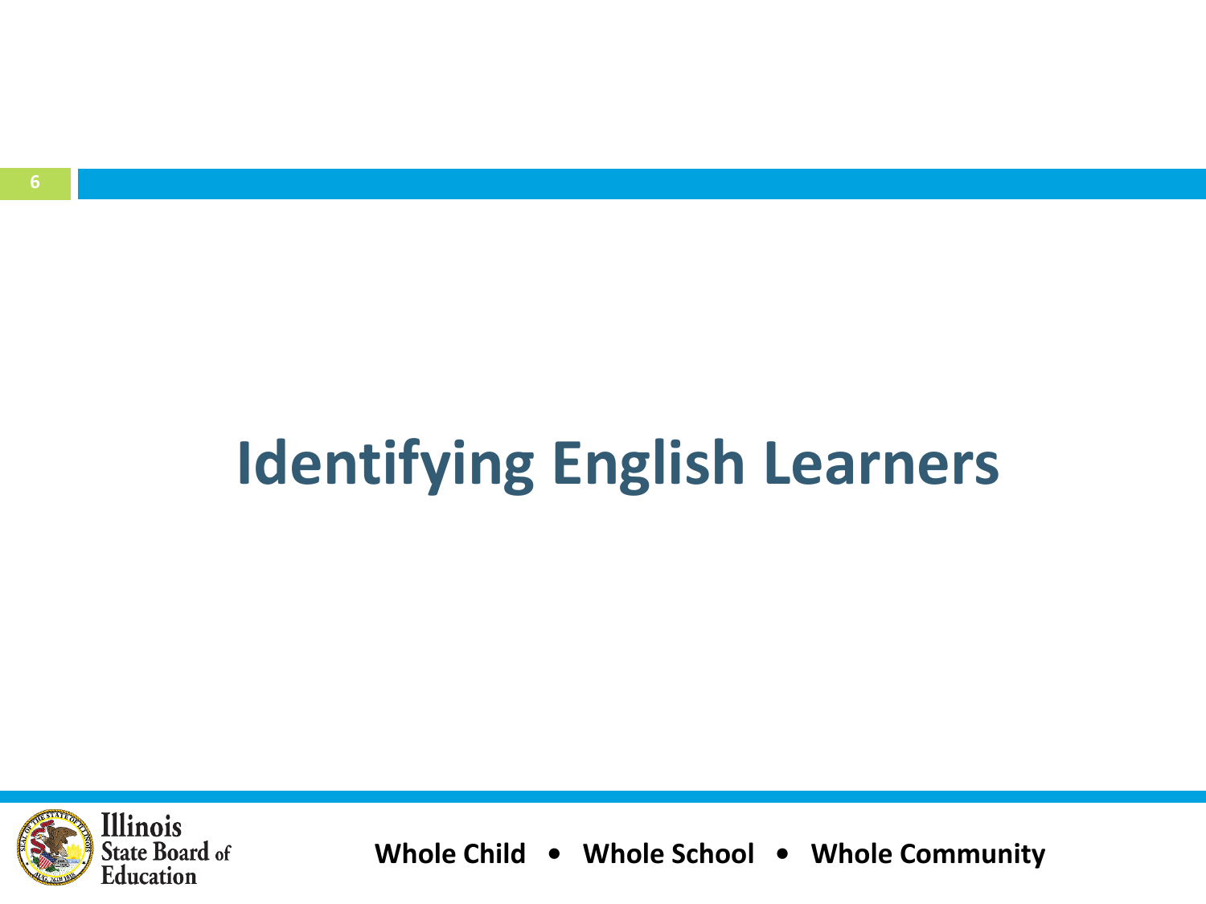# Identifying English Learners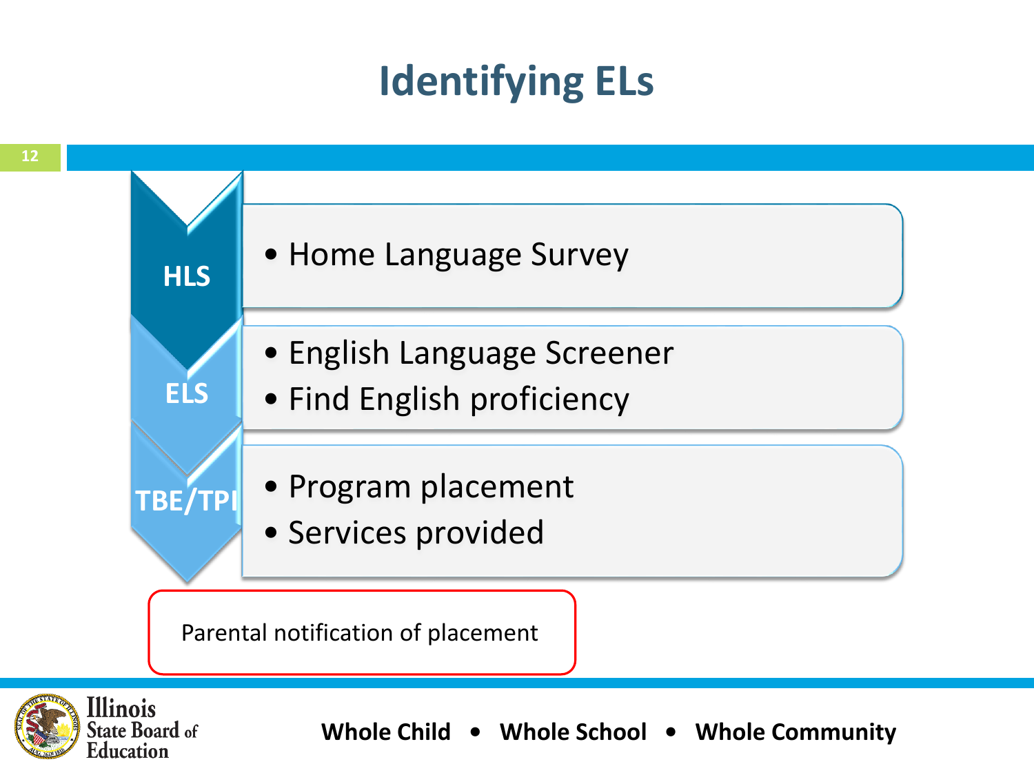# Identifying ELs

**HLS**

- Home Language Survey

**ELS**

- English Language Screener
- Find English proficiency

**TBE/TPI**

- Program placement
- Services provided

Parental notification of placement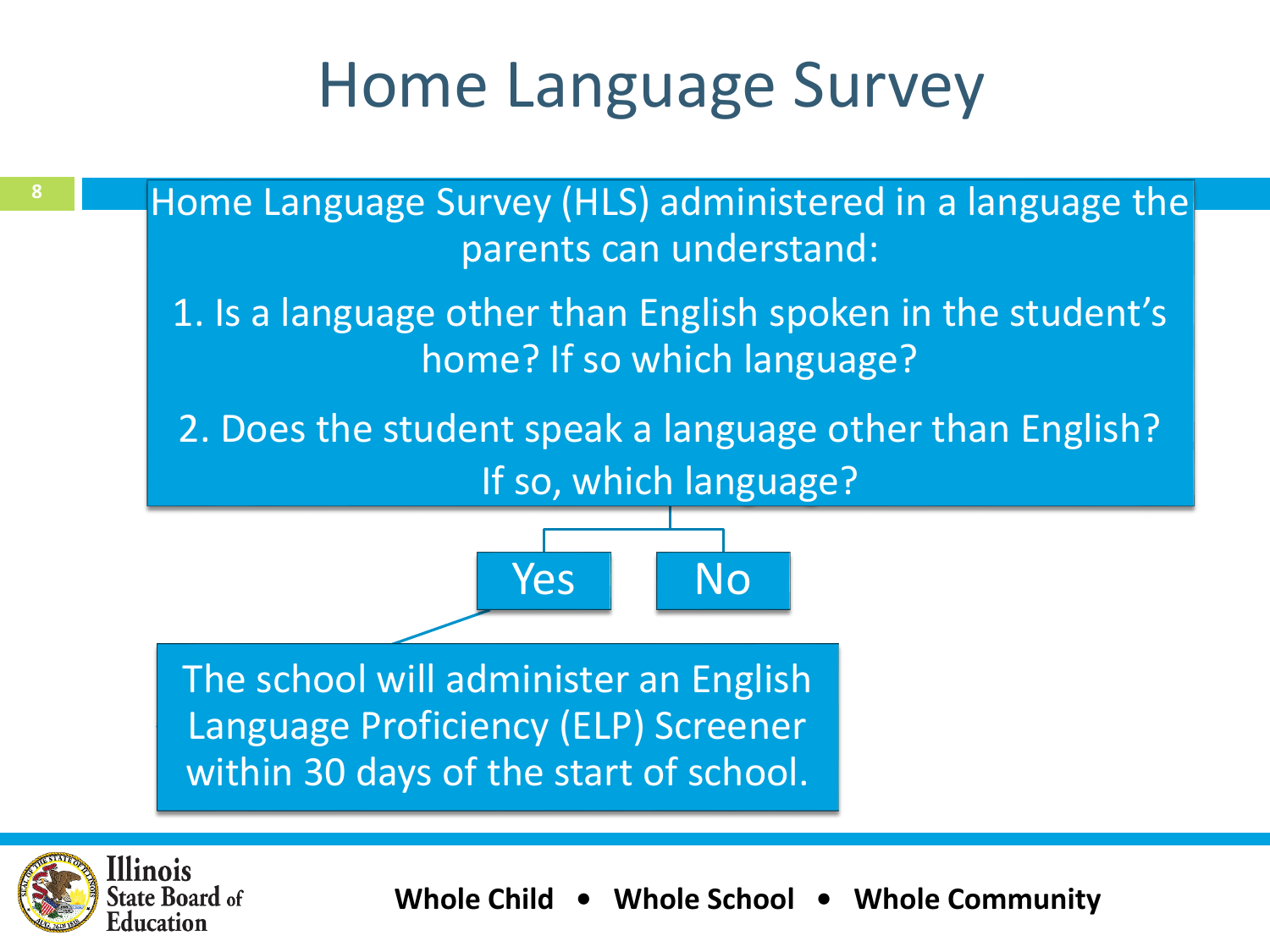# Home Language Survey

Home Language Survey (HLS) administered in a language the parents can understand:

1. Is a language other than English spoken in the student's home? If so which language?
2. Does the student speak a language other than English? If so, which language?

Yes

No

The school will administer an English Language Proficiency (ELP) Screener within 30 days of the start of school.

Whole Child • Whole School • Whole Community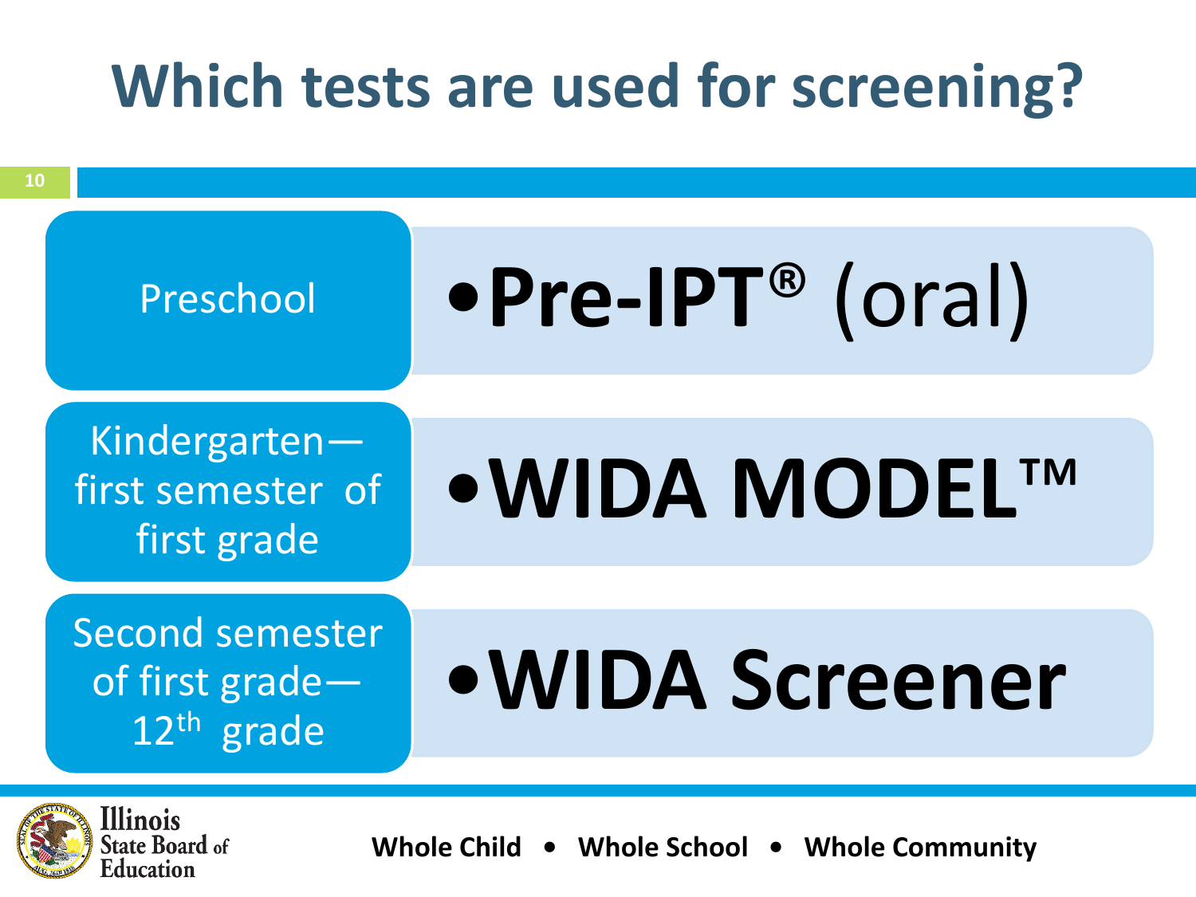# Which tests are used for screening?

| Grade level | Screening test |
| --- | --- |
| Preschool | Pre-IPT® (oral) |
| Kindergarten—first semester of first grade | WIDA MODEL™ |
| Second semester of first grade—12th grade | WIDA Screener |

Whole Child • Whole School • Whole Community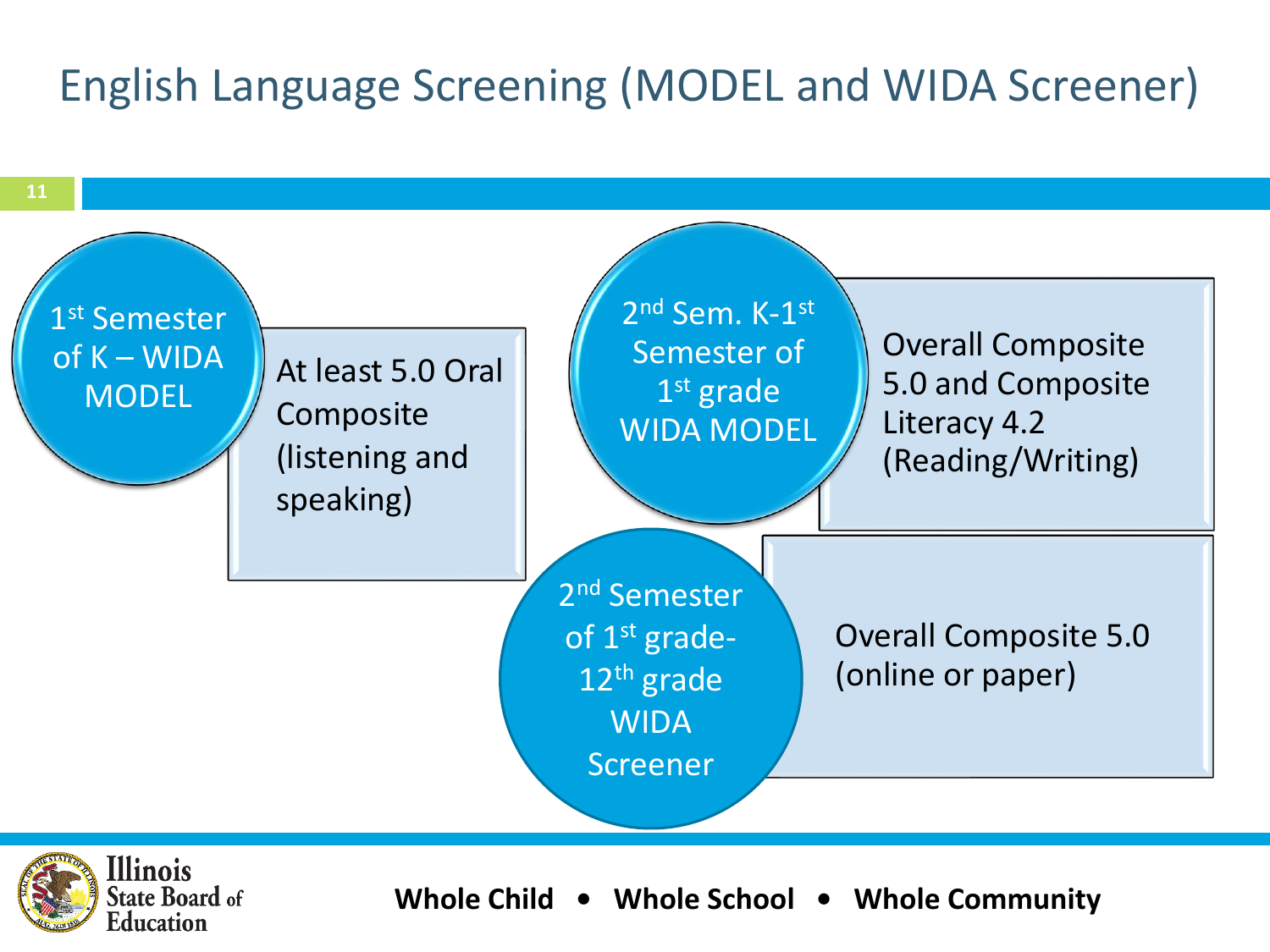# English Language Screening (MODEL and WIDA Screener)

| Grade/Time | Test | Criteria |
| --- | --- | --- |
| 1st Semester of K | WIDA MODEL | At least 5.0 Oral Composite (listening and speaking) |
| 2nd Sem. K-1st Semester of 1st grade | WIDA MODEL | Overall Composite 5.0 and Composite Literacy 4.2 (Reading/Writing) |
| 2nd Semester of 1st grade-12th grade | WIDA Screener | Overall Composite 5.0 (online or paper) |

**Whole Child • Whole School • Whole Community**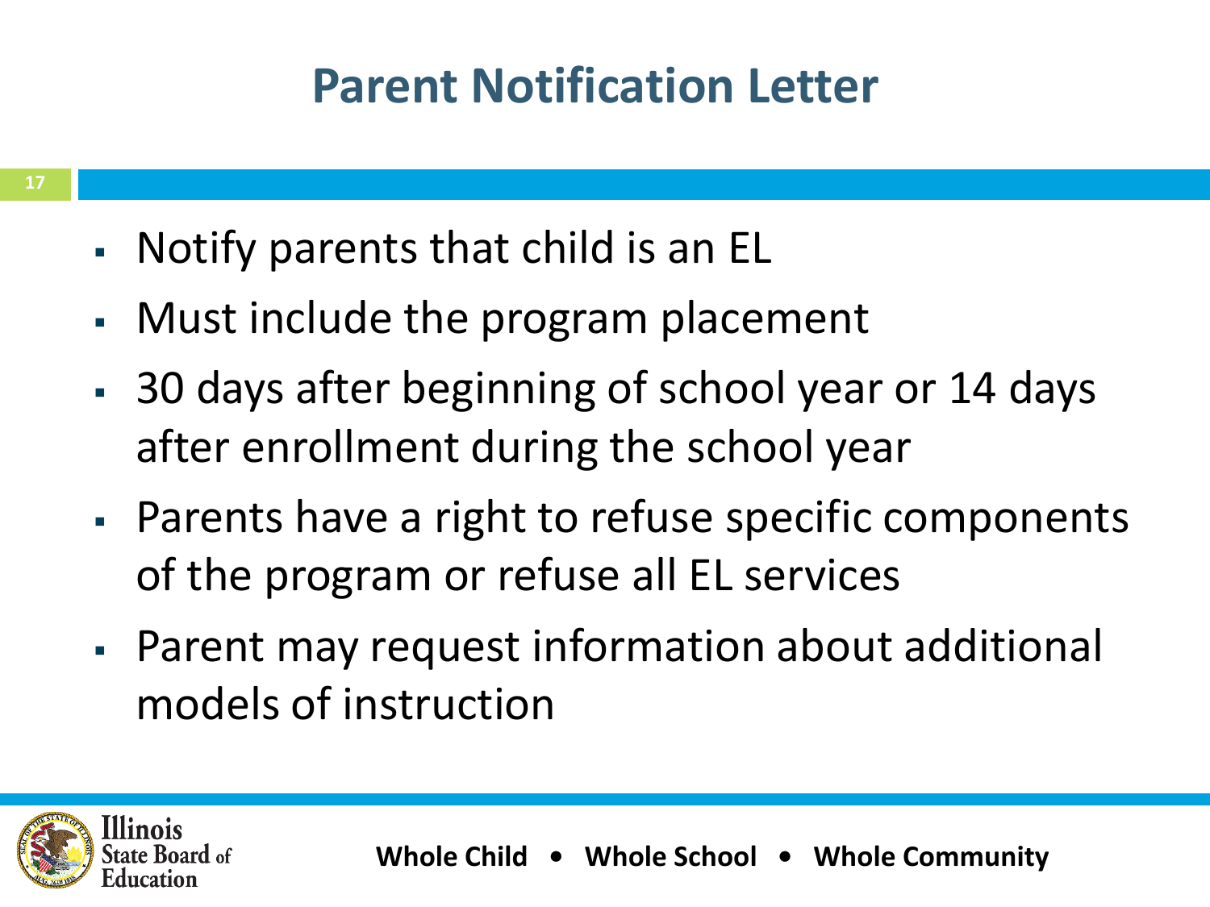# Parent Notification Letter

- Notify parents that child is an EL
- Must include the program placement
- 30 days after beginning of school year or 14 days after enrollment during the school year
- Parents have a right to refuse specific components of the program or refuse all EL services
- Parent may request information about additional models of instruction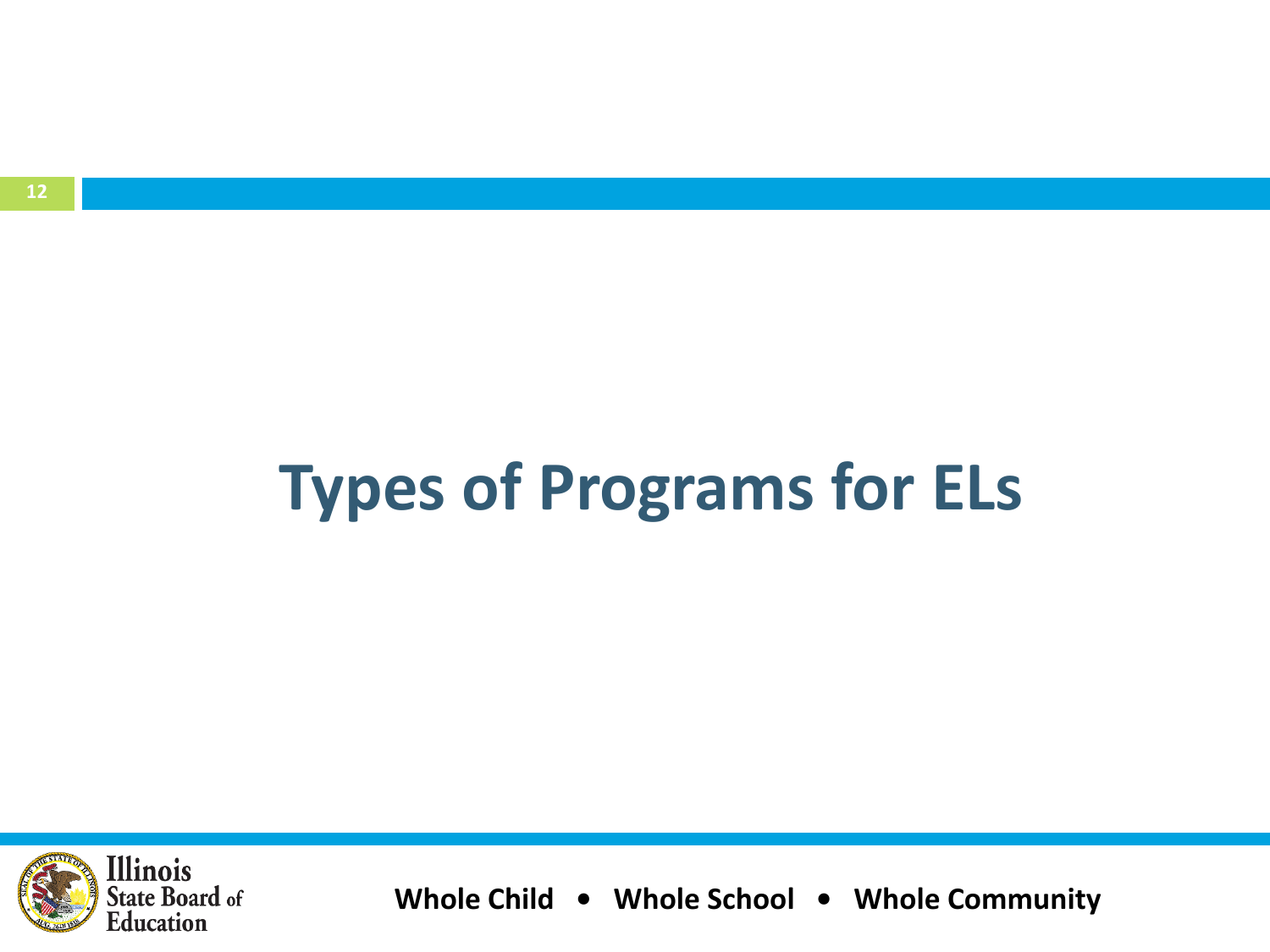# Types of Programs for ELs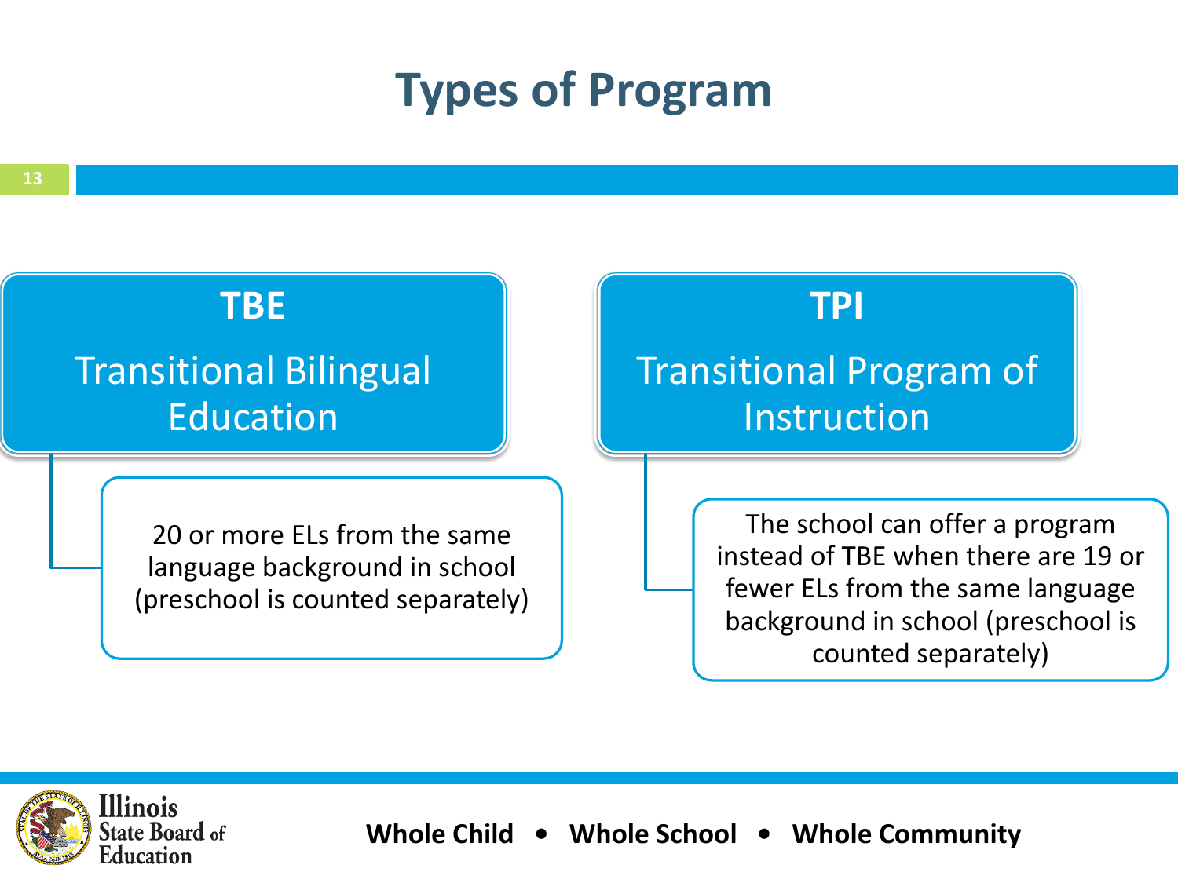# Types of Program

## TBE

**Transitional Bilingual Education**

20 or more ELs from the same language background in school (preschool is counted separately)

## TPI

**Transitional Program of Instruction**

The school can offer a program instead of TBE when there are 19 or fewer ELs from the same language background in school (preschool is counted separately)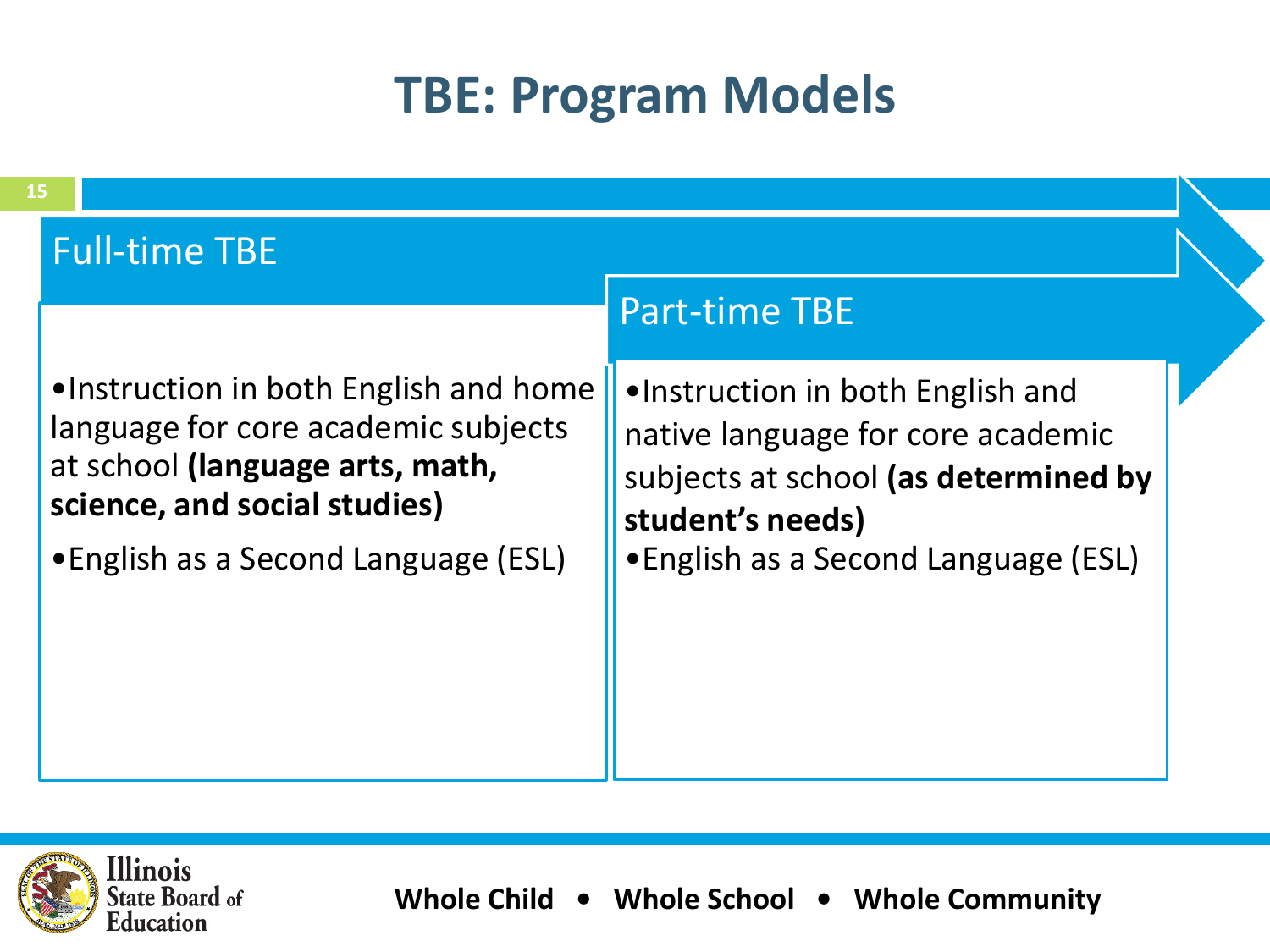# TBE: Program Models

## Full-time TBE

- Instruction in both English and home language for core academic subjects at school **(language arts, math, science, and social studies)**
- English as a Second Language (ESL)

## Part-time TBE

- Instruction in both English and native language for core academic subjects at school **(as determined by student's needs)**
- English as a Second Language (ESL)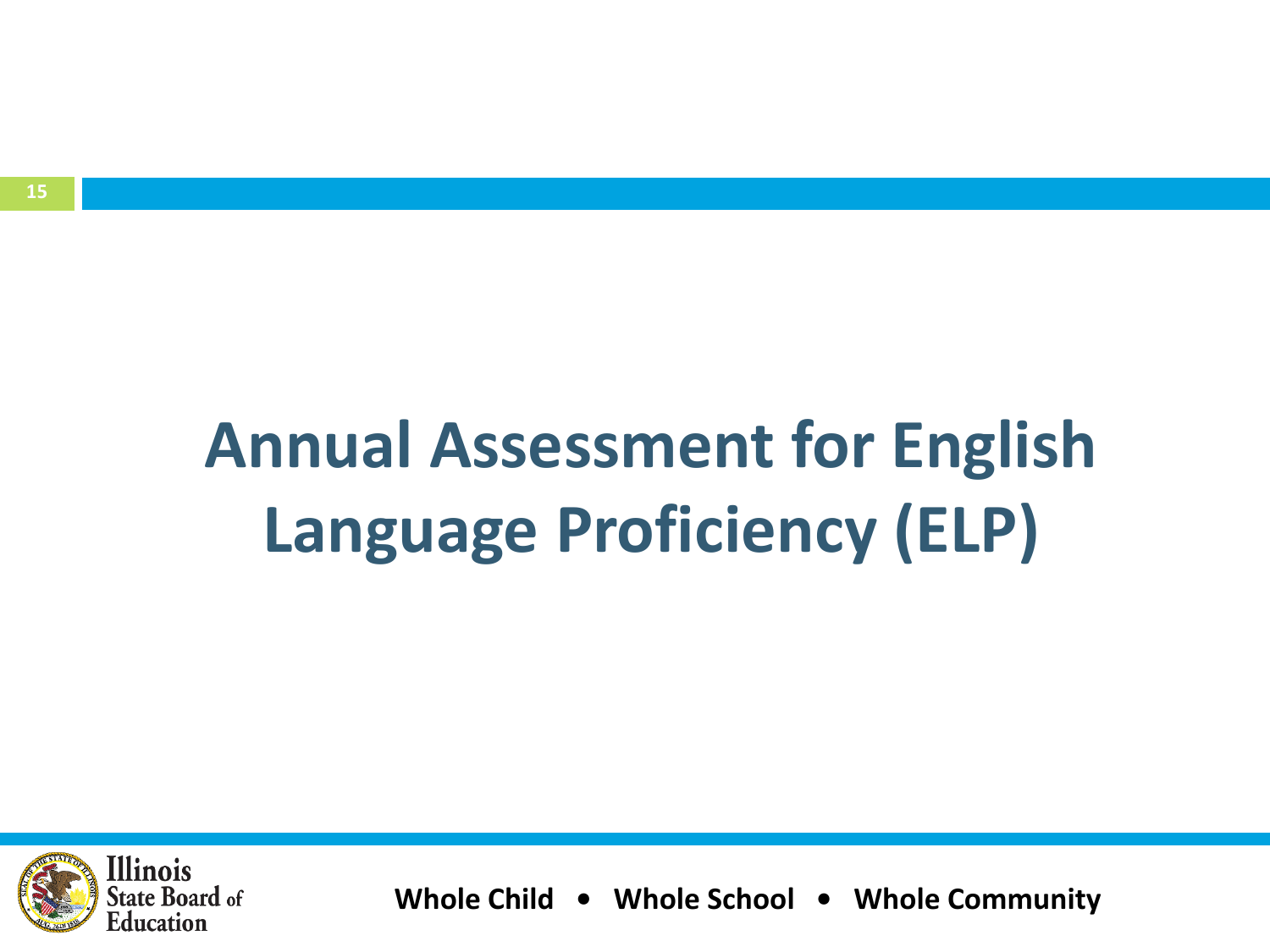# Annual Assessment for English Language Proficiency (ELP)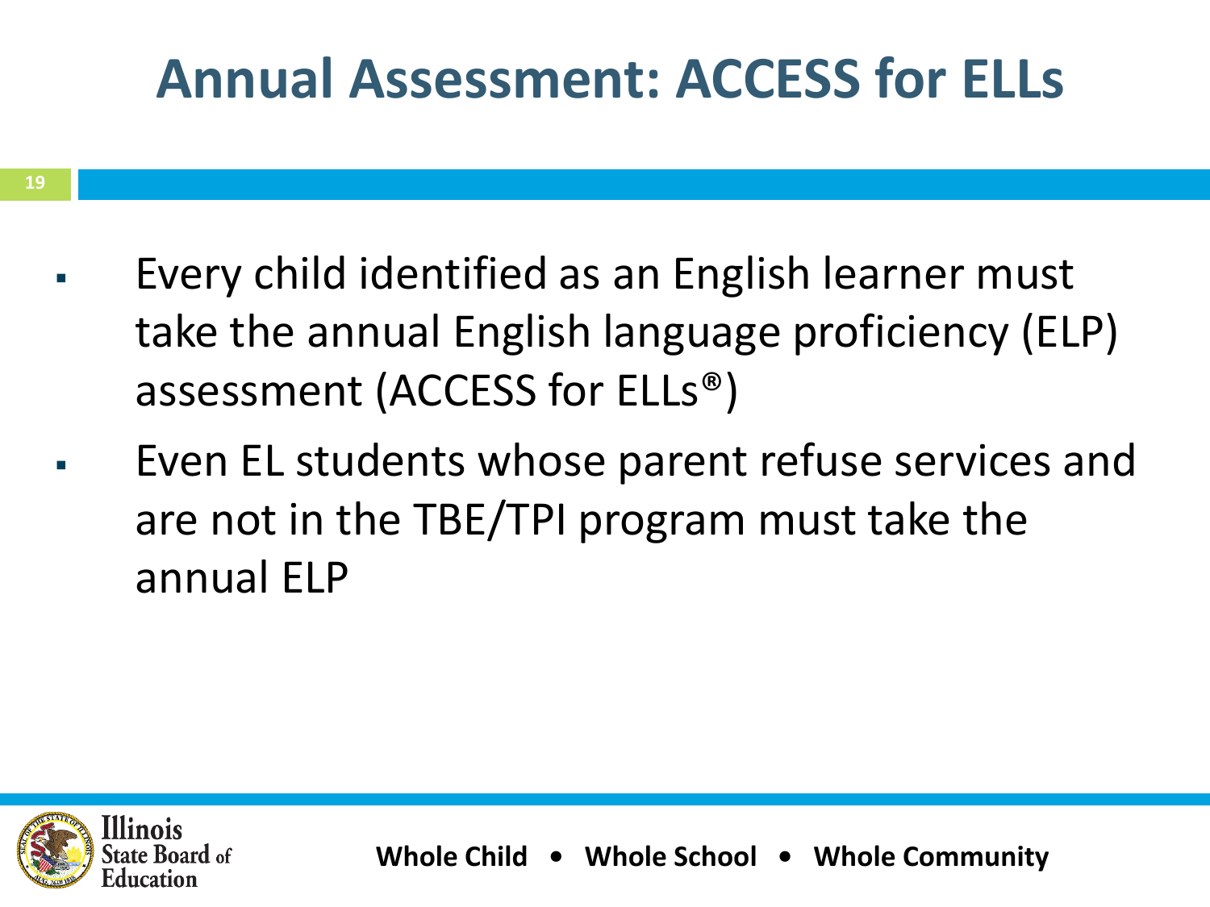# Annual Assessment: ACCESS for ELLs

- Every child identified as an English learner must take the annual English language proficiency (ELP) assessment (ACCESS for ELLs®)
- Even EL students whose parent refuse services and are not in the TBE/TPI program must take the annual ELP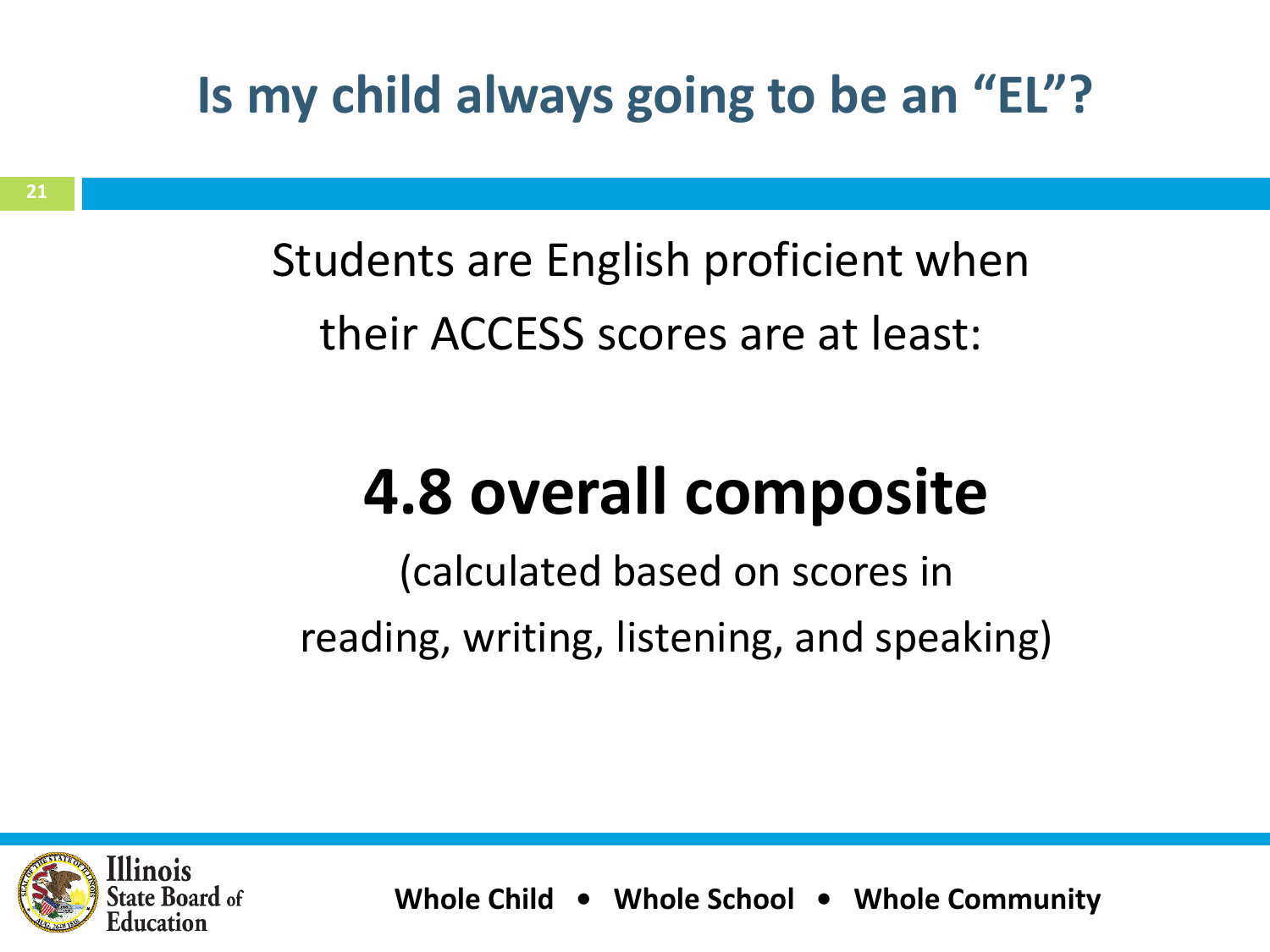# Is my child always going to be an "EL"?

Students are English proficient when their ACCESS scores are at least:

## 4.8 overall composite

(calculated based on scores in reading, writing, listening, and speaking)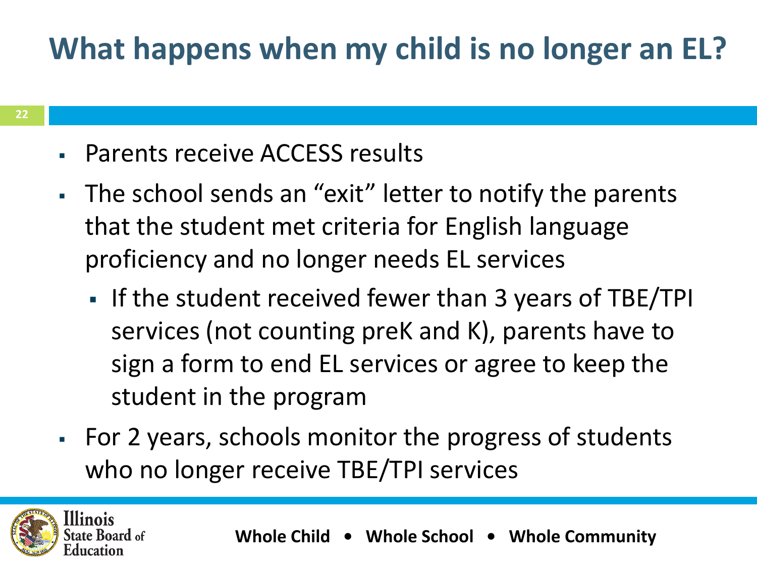# What happens when my child is no longer an EL?

- Parents receive ACCESS results
- The school sends an "exit" letter to notify the parents that the student met criteria for English language proficiency and no longer needs EL services
  - If the student received fewer than 3 years of TBE/TPI services (not counting preK and K), parents have to sign a form to end EL services or agree to keep the student in the program
- For 2 years, schools monitor the progress of students who no longer receive TBE/TPI services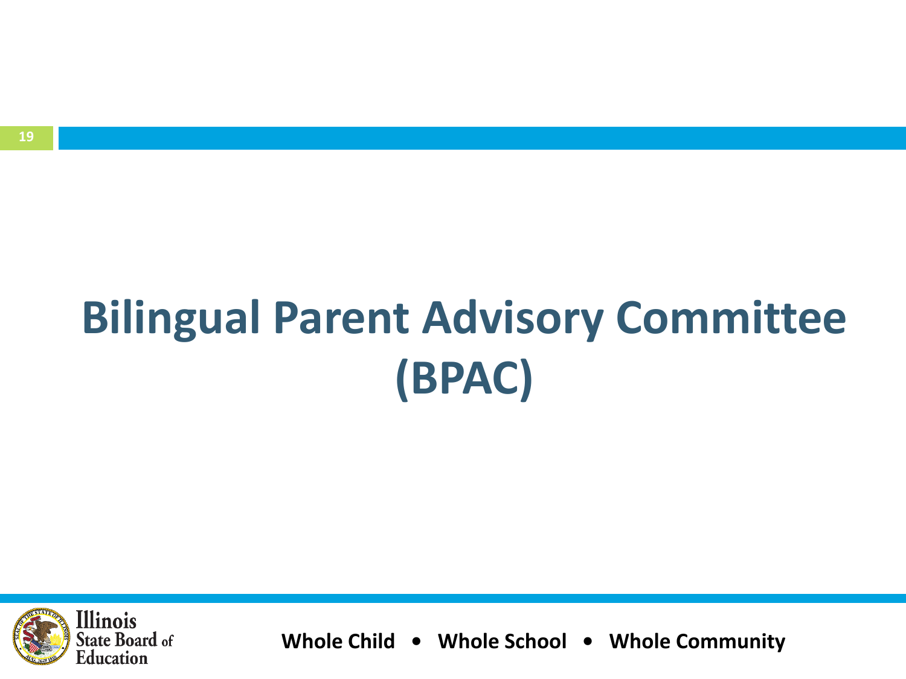# Bilingual Parent Advisory Committee (BPAC)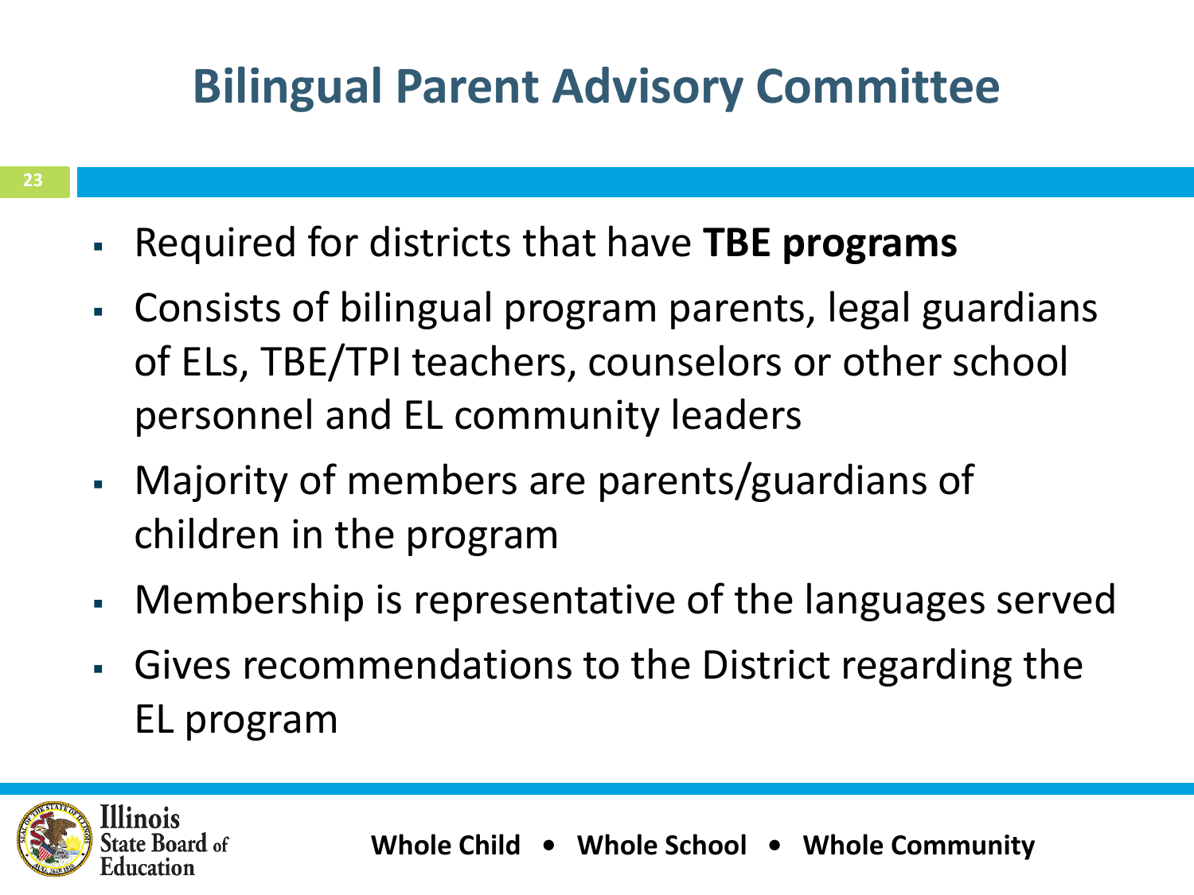# Bilingual Parent Advisory Committee

- Required for districts that have **TBE programs**
- Consists of bilingual program parents, legal guardians of ELs, TBE/TPI teachers, counselors or other school personnel and EL community leaders
- Majority of members are parents/guardians of children in the program
- Membership is representative of the languages served
- Gives recommendations to the District regarding the EL program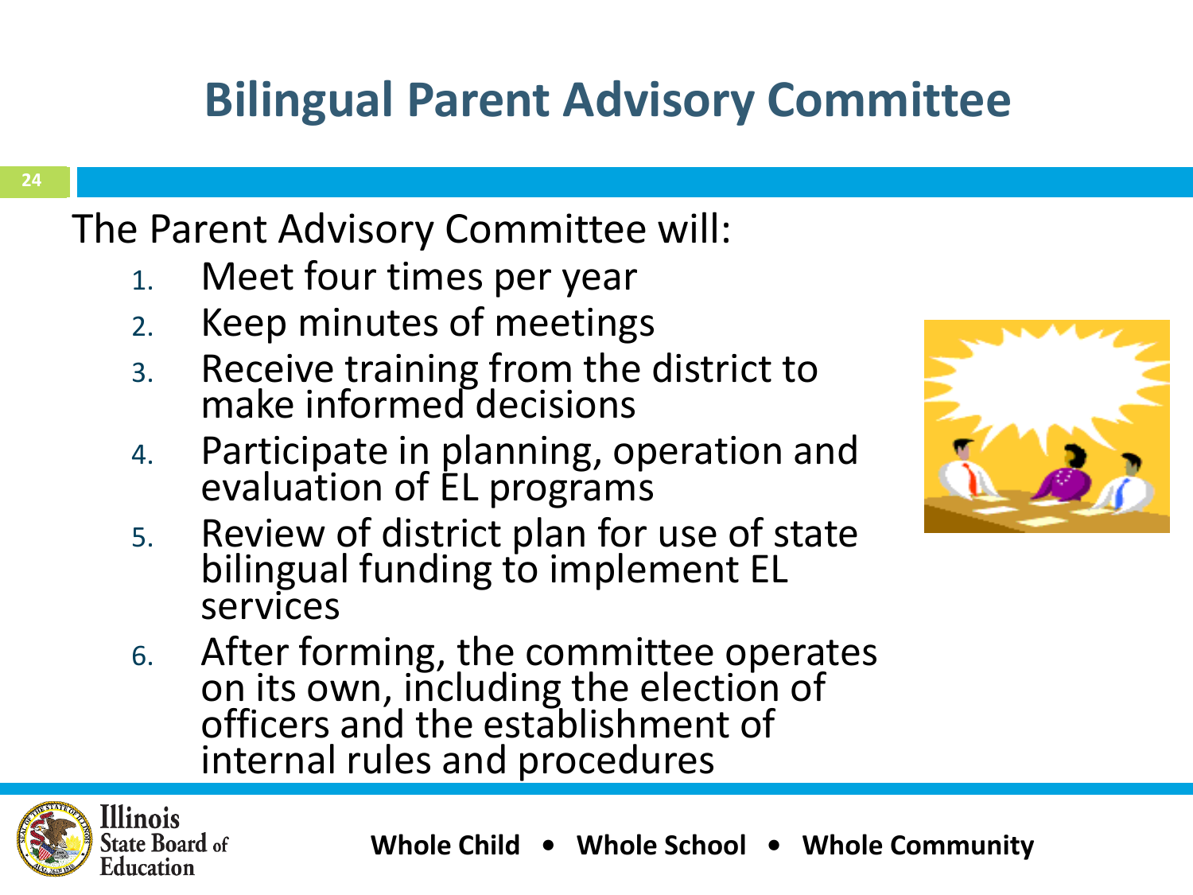# Bilingual Parent Advisory Committee

The Parent Advisory Committee will:

1. Meet four times per year
2. Keep minutes of meetings
3. Receive training from the district to make informed decisions
4. Participate in planning, operation and evaluation of EL programs
5. Review of district plan for use of state bilingual funding to implement EL services
6. After forming, the committee operates on its own, including the election of officers and the establishment of internal rules and procedures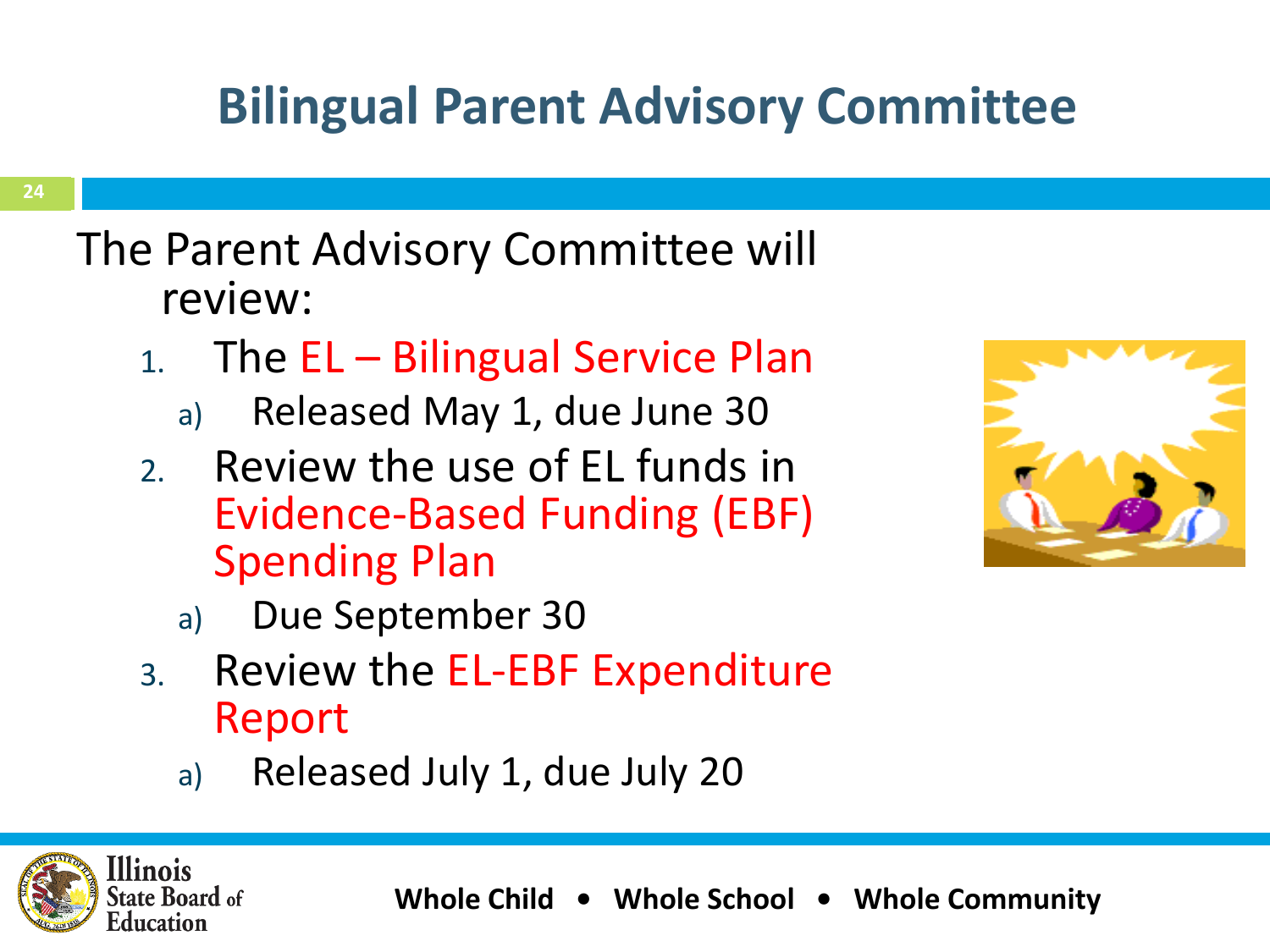# Bilingual Parent Advisory Committee

The Parent Advisory Committee will review:

1. The EL – Bilingual Service Plan
   a) Released May 1, due June 30
2. Review the use of EL funds in Evidence-Based Funding (EBF) Spending Plan
   a) Due September 30
3. Review the EL-EBF Expenditure Report
   a) Released July 1, due July 20

Whole Child • Whole School • Whole Community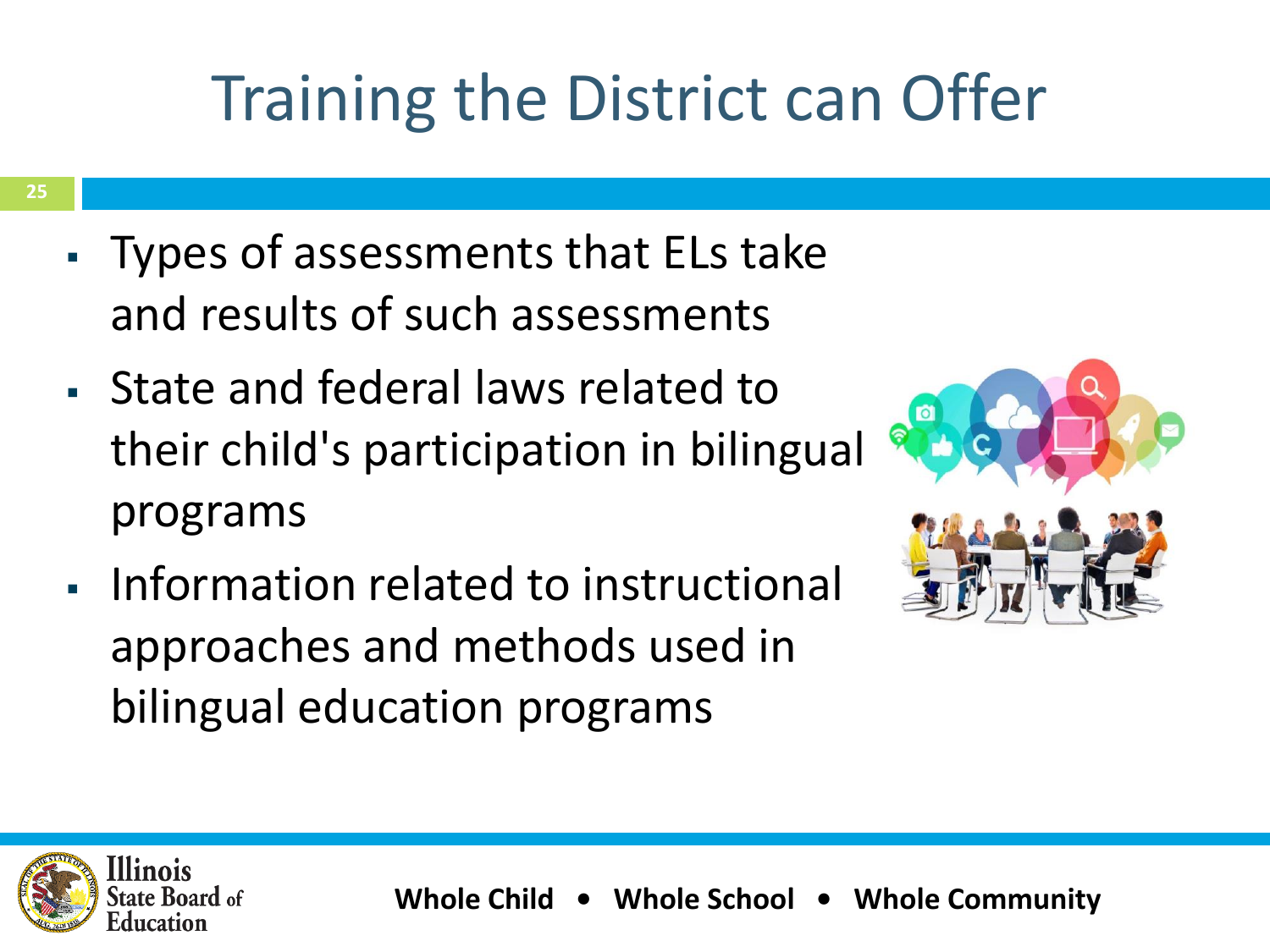# Training the District can Offer

- Types of assessments that ELs take and results of such assessments
- State and federal laws related to their child's participation in bilingual programs
- Information related to instructional approaches and methods used in bilingual education programs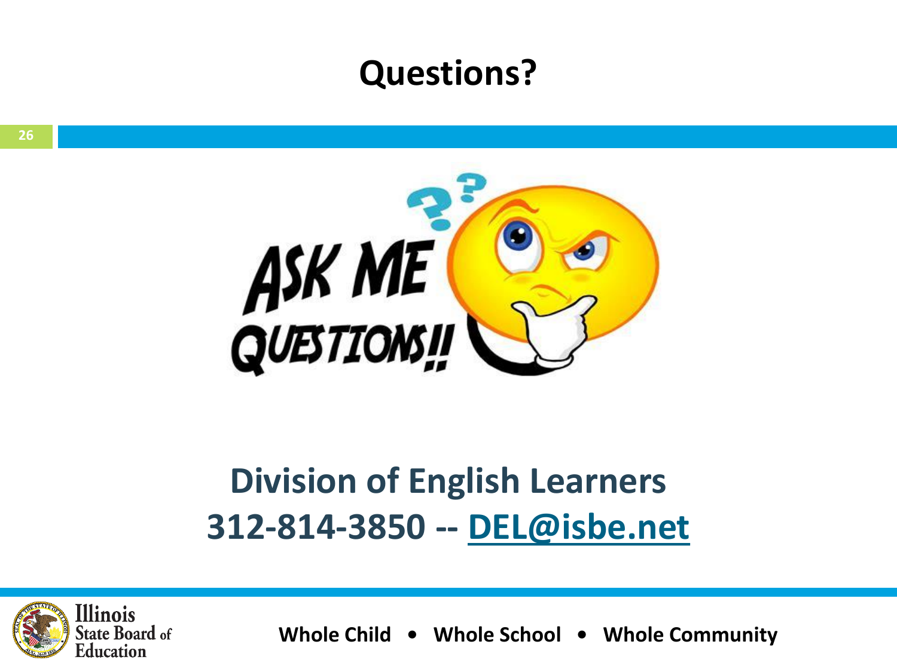# Questions?

**Division of English Learners**

**312-814-3850 -- DEL@isbe.net**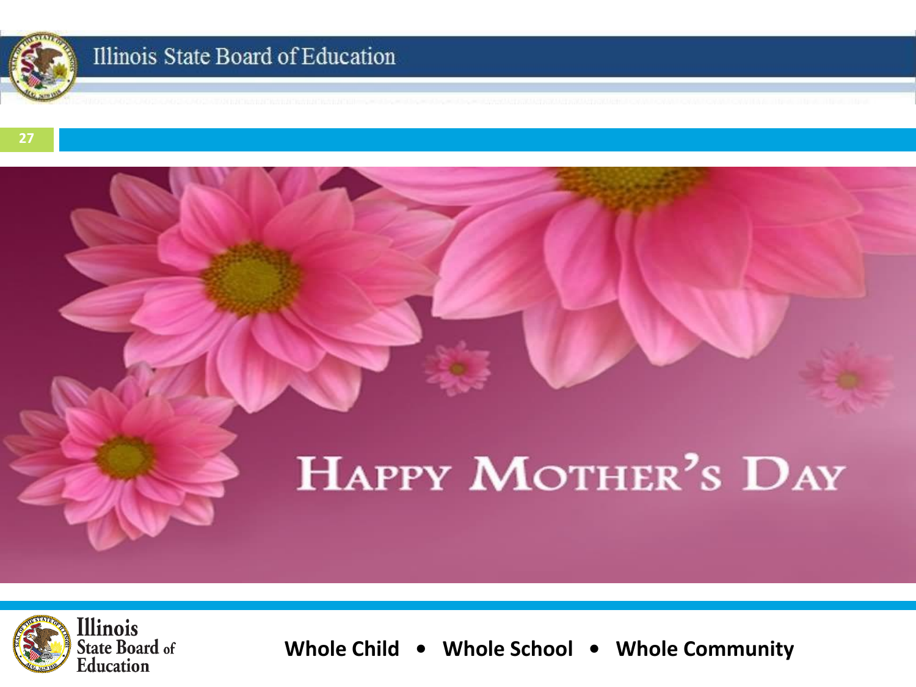# Happy Mother's Day